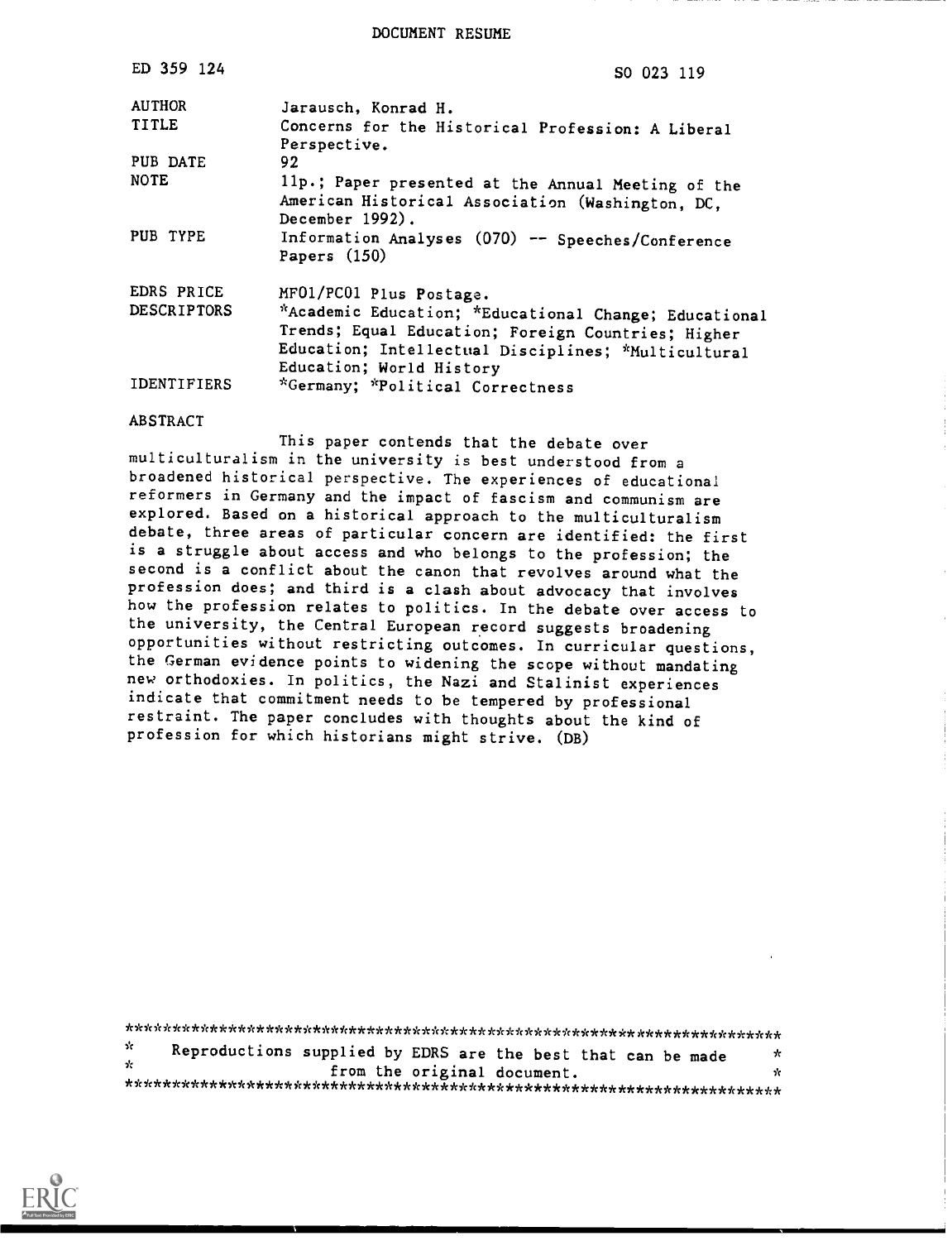DOCUMENT RESUME

| | |
|---|---|
| ED 359 124 | SO 023 119 |
| AUTHOR | Jarausch, Konrad H. |
| TITLE | Concerns for the Historical Profession: A Liberal Perspective. |
| PUB DATE | 92 |
| NOTE | 11p.; Paper presented at the Annual Meeting of the American Historical Association (Washington, DC, December 1992). |
| PUB TYPE | Information Analyses (070) -- Speeches/Conference Papers (150) |
| EDRS PRICE | MF01/PC01 Plus Postage. |
| DESCRIPTORS | *Academic Education; *Educational Change; Educational Trends; Equal Education; Foreign Countries; Higher Education; Intellectual Disciplines; *Multicultural Education; World History |
| IDENTIFIERS | *Germany; *Political Correctness |

ABSTRACT

This paper contends that the debate over multiculturalism in the university is best understood from a broadened historical perspective. The experiences of educational reformers in Germany and the impact of fascism and communism are explored. Based on a historical approach to the multiculturalism debate, three areas of particular concern are identified: the first is a struggle about access and who belongs to the profession; the second is a conflict about the canon that revolves around what the profession does; and third is a clash about advocacy that involves how the profession relates to politics. In the debate over access to the university, the Central European record suggests broadening opportunities without restricting outcomes. In curricular questions, the German evidence points to widening the scope without mandating new orthodoxies. In politics, the Nazi and Stalinist experiences indicate that commitment needs to be tempered by professional restraint. The paper concludes with thoughts about the kind of profession for which historians might strive. (DB)

***********************************************************************
* Reproductions supplied by EDRS are the best that can be made *
* from the original document. *
***********************************************************************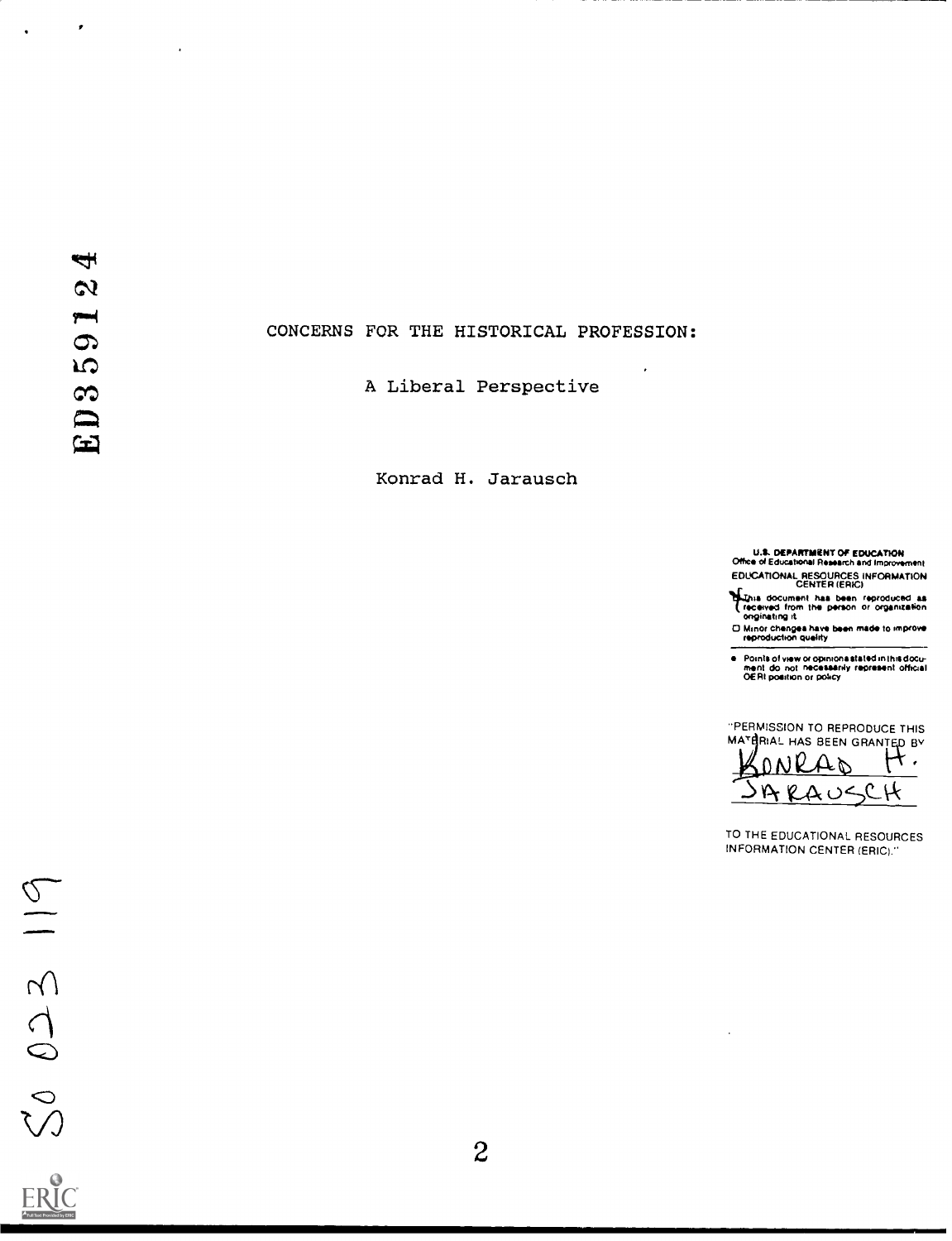# CONCERNS FOR THE HISTORICAL PROFESSION:

## A Liberal Perspective

Konrad H. Jarausch

U.S. DEPARTMENT OF EDUCATION
Office of Educational Research and Improvement
EDUCATIONAL RESOURCES INFORMATION CENTER (ERIC)

This document has been reproduced as received from the person or organization originating it

Minor changes have been made to improve reproduction quality

Points of view or opinions stated in this document do not necessarily represent official OERI position or policy

"PERMISSION TO REPRODUCE THIS MATERIAL HAS BEEN GRANTED BY
KONRAD H. JARAUSCH

TO THE EDUCATIONAL RESOURCES INFORMATION CENTER (ERIC)."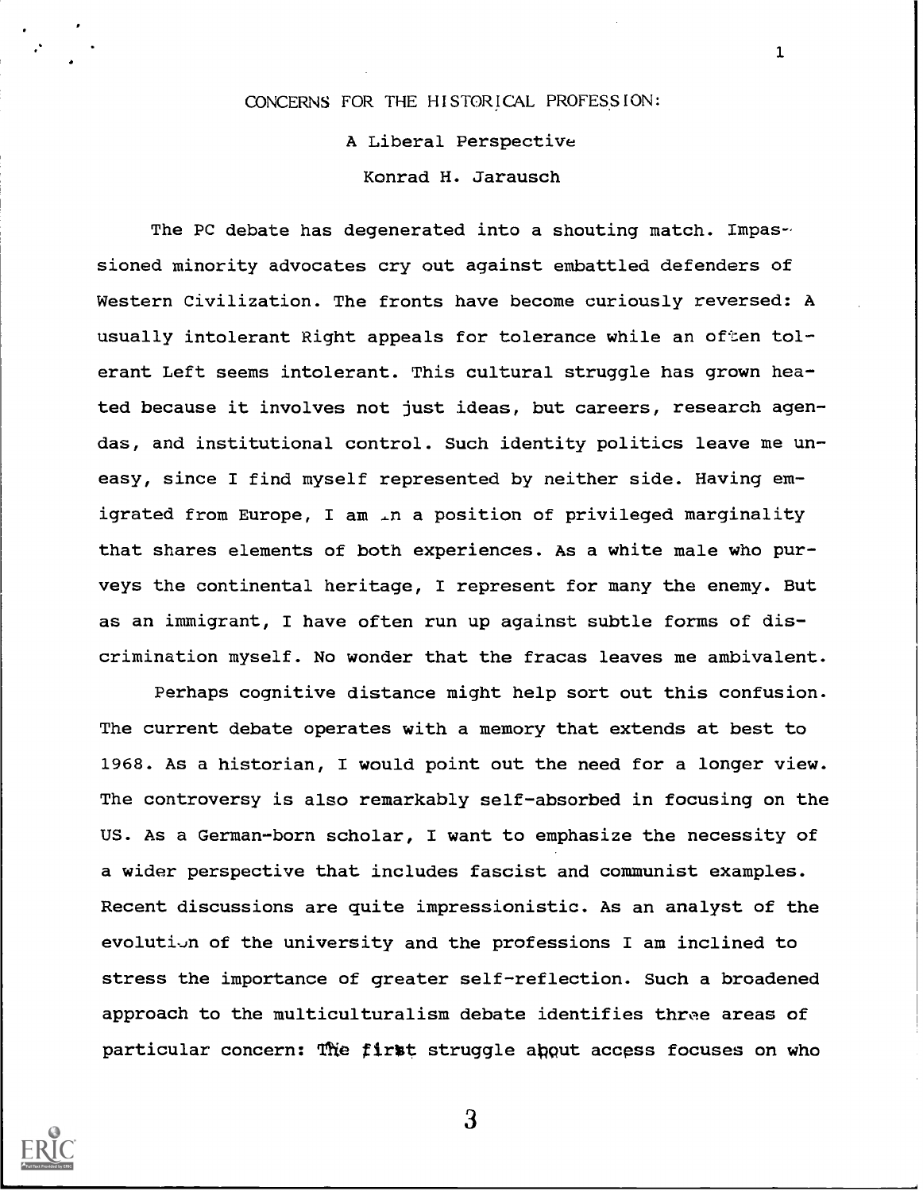# CONCERNS FOR THE HISTORICAL PROFESSION:

## A Liberal Perspective

### Konrad H. Jarausch

The PC debate has degenerated into a shouting match. Impassioned minority advocates cry out against embattled defenders of Western Civilization. The fronts have become curiously reversed: A usually intolerant Right appeals for tolerance while an often tolerant Left seems intolerant. This cultural struggle has grown heated because it involves not just ideas, but careers, research agendas, and institutional control. Such identity politics leave me uneasy, since I find myself represented by neither side. Having emigrated from Europe, I am in a position of privileged marginality that shares elements of both experiences. As a white male who purveys the continental heritage, I represent for many the enemy. But as an immigrant, I have often run up against subtle forms of discrimination myself. No wonder that the fracas leaves me ambivalent.

Perhaps cognitive distance might help sort out this confusion. The current debate operates with a memory that extends at best to 1968. As a historian, I would point out the need for a longer view. The controversy is also remarkably self-absorbed in focusing on the US. As a German-born scholar, I want to emphasize the necessity of a wider perspective that includes fascist and communist examples. Recent discussions are quite impressionistic. As an analyst of the evolution of the university and the professions I am inclined to stress the importance of greater self-reflection. Such a broadened approach to the multiculturalism debate identifies three areas of particular concern: The first struggle about access focuses on who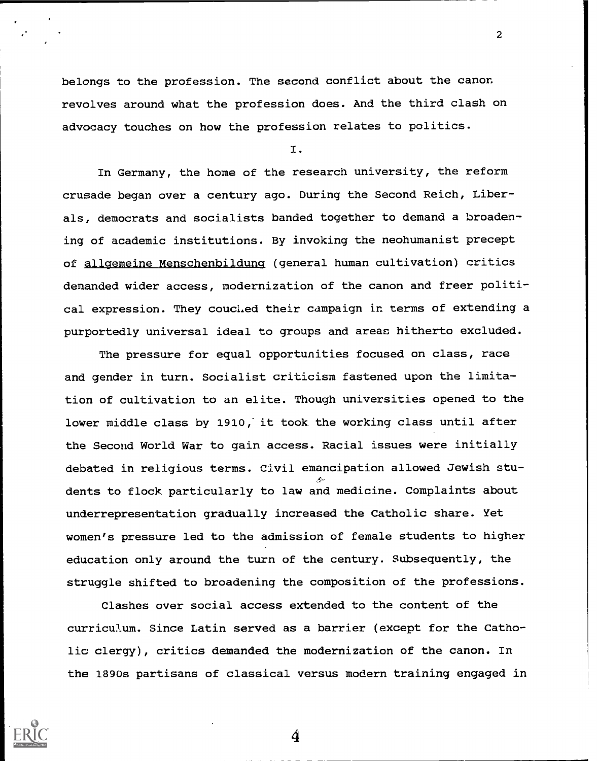belongs to the profession. The second conflict about the canon revolves around what the profession does. And the third clash on advocacy touches on how the profession relates to politics.

I.

In Germany, the home of the research university, the reform crusade began over a century ago. During the Second Reich, Liberals, democrats and socialists banded together to demand a broadening of academic institutions. By invoking the neohumanist precept of allgemeine Menschenbildung (general human cultivation) critics demanded wider access, modernization of the canon and freer political expression. They couched their campaign in terms of extending a purportedly universal ideal to groups and areas hitherto excluded.

The pressure for equal opportunities focused on class, race and gender in turn. Socialist criticism fastened upon the limitation of cultivation to an elite. Though universities opened to the lower middle class by 1910, it took the working class until after the Second World War to gain access. Racial issues were initially debated in religious terms. Civil emancipation allowed Jewish students to flock particularly to law and medicine. Complaints about underrepresentation gradually increased the Catholic share. Yet women's pressure led to the admission of female students to higher education only around the turn of the century. Subsequently, the struggle shifted to broadening the composition of the professions.

Clashes over social access extended to the content of the curriculum. Since Latin served as a barrier (except for the Catholic clergy), critics demanded the modernization of the canon. In the 1890s partisans of classical versus modern training engaged in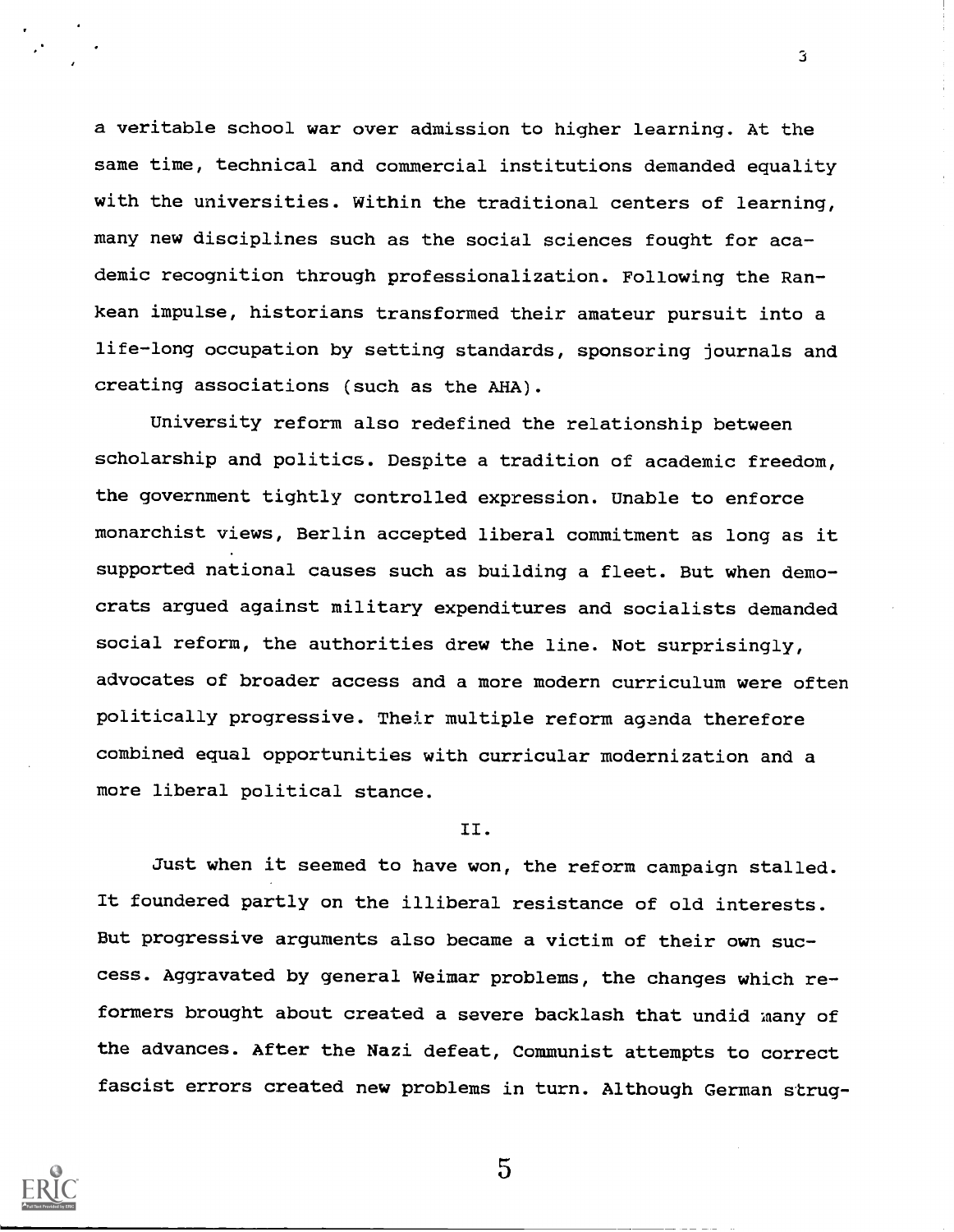a veritable school war over admission to higher learning. At the same time, technical and commercial institutions demanded equality with the universities. Within the traditional centers of learning, many new disciplines such as the social sciences fought for academic recognition through professionalization. Following the Rankean impulse, historians transformed their amateur pursuit into a life-long occupation by setting standards, sponsoring journals and creating associations (such as the AHA).

University reform also redefined the relationship between scholarship and politics. Despite a tradition of academic freedom, the government tightly controlled expression. Unable to enforce monarchist views, Berlin accepted liberal commitment as long as it supported national causes such as building a fleet. But when democrats argued against military expenditures and socialists demanded social reform, the authorities drew the line. Not surprisingly, advocates of broader access and a more modern curriculum were often politically progressive. Their multiple reform agenda therefore combined equal opportunities with curricular modernization and a more liberal political stance.

II.

Just when it seemed to have won, the reform campaign stalled. It foundered partly on the illiberal resistance of old interests. But progressive arguments also became a victim of their own success. Aggravated by general Weimar problems, the changes which reformers brought about created a severe backlash that undid many of the advances. After the Nazi defeat, Communist attempts to correct fascist errors created new problems in turn. Although German strug-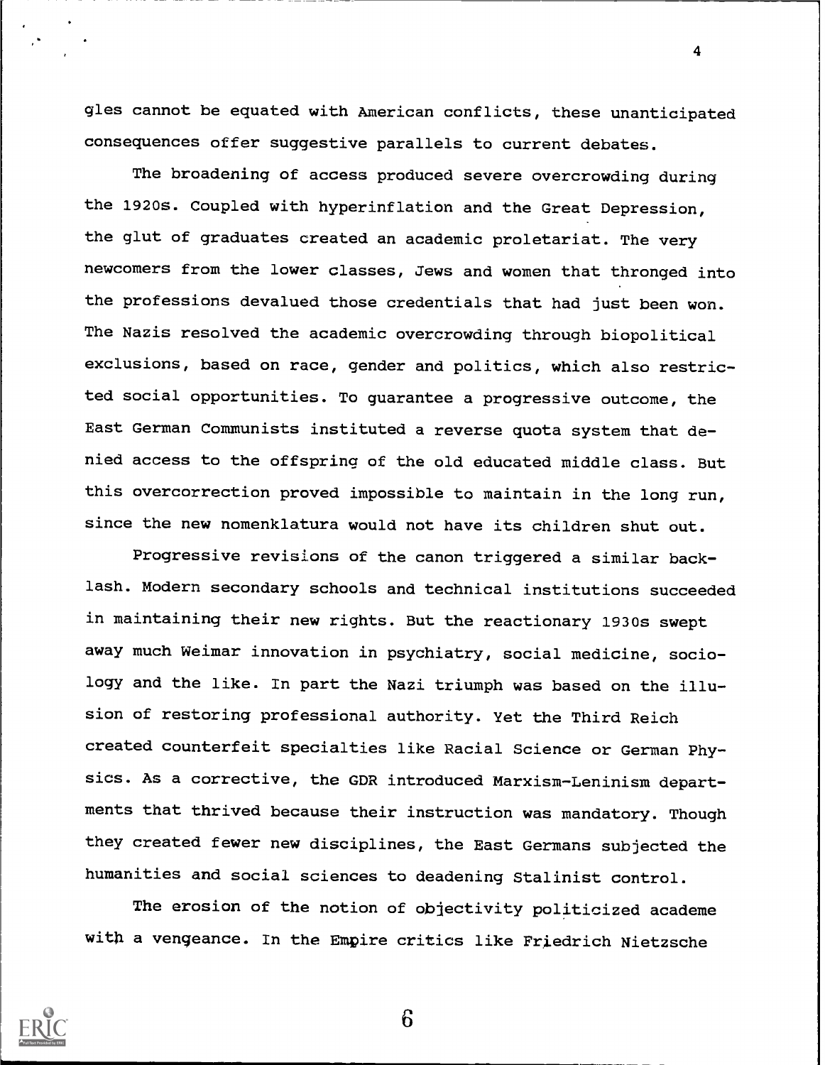gles cannot be equated with American conflicts, these unanticipated consequences offer suggestive parallels to current debates.

The broadening of access produced severe overcrowding during the 1920s. Coupled with hyperinflation and the Great Depression, the glut of graduates created an academic proletariat. The very newcomers from the lower classes, Jews and women that thronged into the professions devalued those credentials that had just been won. The Nazis resolved the academic overcrowding through biopolitical exclusions, based on race, gender and politics, which also restricted social opportunities. To guarantee a progressive outcome, the East German Communists instituted a reverse quota system that denied access to the offspring of the old educated middle class. But this overcorrection proved impossible to maintain in the long run, since the new nomenklatura would not have its children shut out.

Progressive revisions of the canon triggered a similar backlash. Modern secondary schools and technical institutions succeeded in maintaining their new rights. But the reactionary 1930s swept away much Weimar innovation in psychiatry, social medicine, sociology and the like. In part the Nazi triumph was based on the illusion of restoring professional authority. Yet the Third Reich created counterfeit specialties like Racial Science or German Physics. As a corrective, the GDR introduced Marxism-Leninism departments that thrived because their instruction was mandatory. Though they created fewer new disciplines, the East Germans subjected the humanities and social sciences to deadening Stalinist control.

The erosion of the notion of objectivity politicized academe with a vengeance. In the Empire critics like Friedrich Nietzsche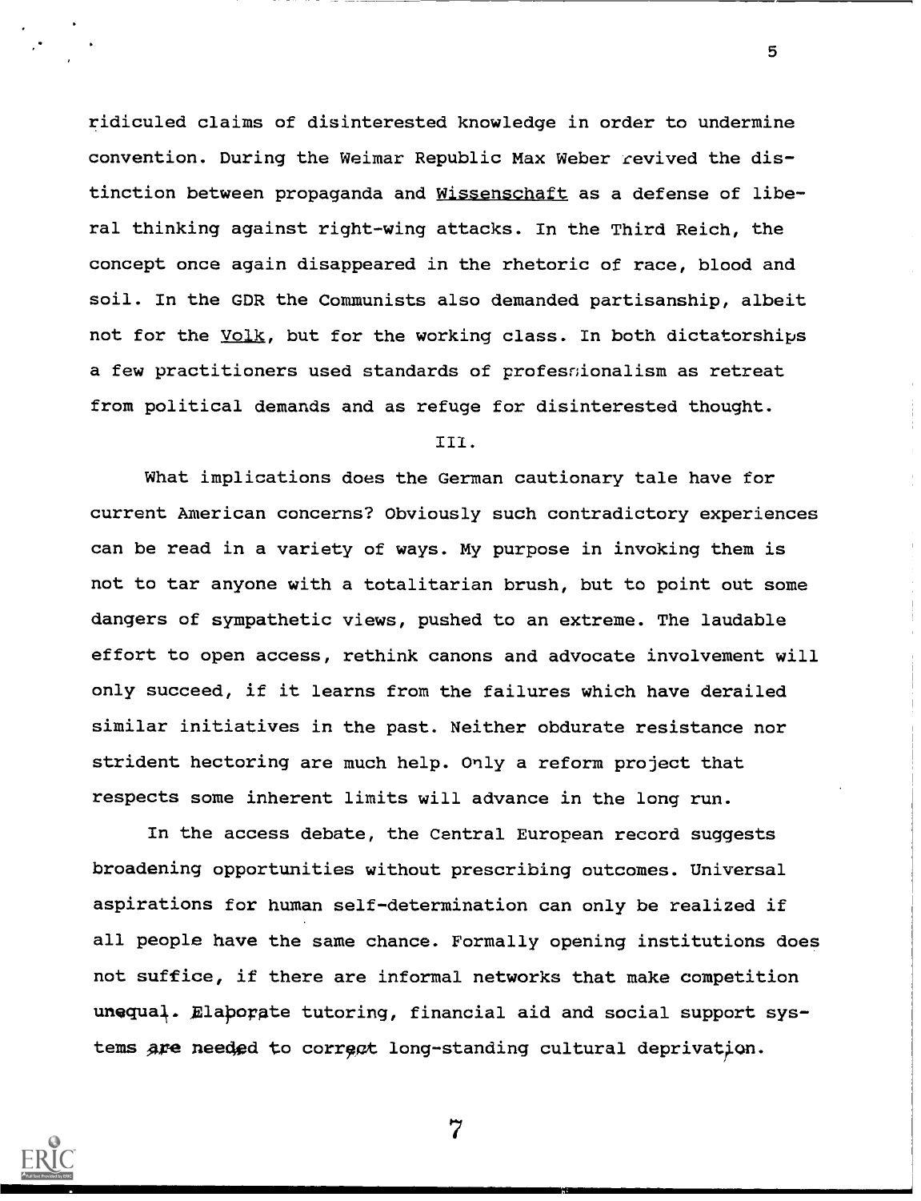ridiculed claims of disinterested knowledge in order to undermine convention. During the Weimar Republic Max Weber revived the distinction between propaganda and Wissenschaft as a defense of liberal thinking against right-wing attacks. In the Third Reich, the concept once again disappeared in the rhetoric of race, blood and soil. In the GDR the Communists also demanded partisanship, albeit not for the Volk, but for the working class. In both dictatorships a few practitioners used standards of professionalism as retreat from political demands and as refuge for disinterested thought.

III.

What implications does the German cautionary tale have for current American concerns? Obviously such contradictory experiences can be read in a variety of ways. My purpose in invoking them is not to tar anyone with a totalitarian brush, but to point out some dangers of sympathetic views, pushed to an extreme. The laudable effort to open access, rethink canons and advocate involvement will only succeed, if it learns from the failures which have derailed similar initiatives in the past. Neither obdurate resistance nor strident hectoring are much help. Only a reform project that respects some inherent limits will advance in the long run.

In the access debate, the Central European record suggests broadening opportunities without prescribing outcomes. Universal aspirations for human self-determination can only be realized if all people have the same chance. Formally opening institutions does not suffice, if there are informal networks that make competition unequal. Elaborate tutoring, financial aid and social support systems are needed to correct long-standing cultural deprivation.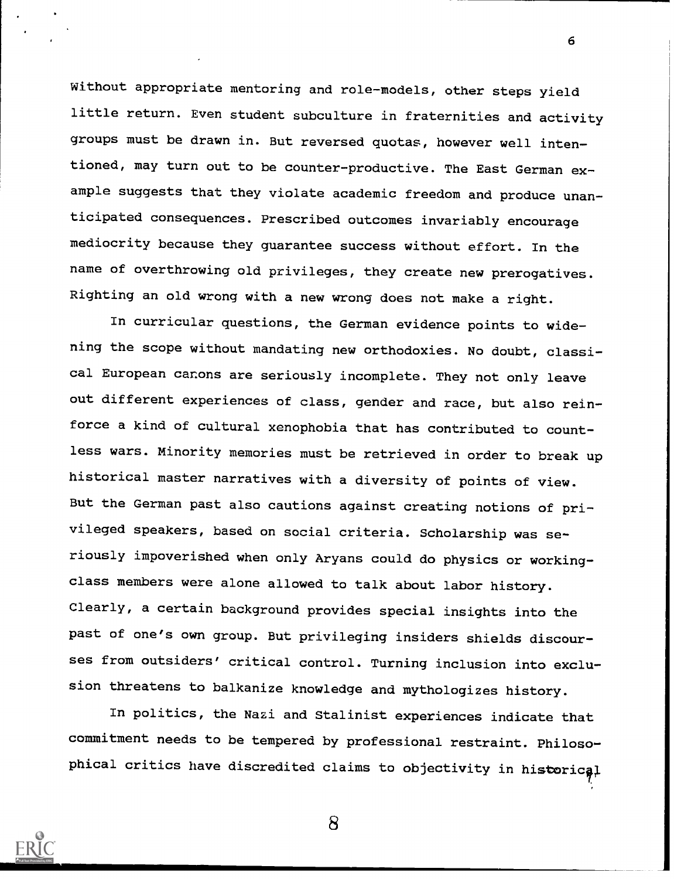Without appropriate mentoring and role-models, other steps yield little return. Even student subculture in fraternities and activity groups must be drawn in. But reversed quotas, however well intentioned, may turn out to be counter-productive. The East German example suggests that they violate academic freedom and produce unanticipated consequences. Prescribed outcomes invariably encourage mediocrity because they guarantee success without effort. In the name of overthrowing old privileges, they create new prerogatives. Righting an old wrong with a new wrong does not make a right.

In curricular questions, the German evidence points to widening the scope without mandating new orthodoxies. No doubt, classical European canons are seriously incomplete. They not only leave out different experiences of class, gender and race, but also reinforce a kind of cultural xenophobia that has contributed to countless wars. Minority memories must be retrieved in order to break up historical master narratives with a diversity of points of view. But the German past also cautions against creating notions of privileged speakers, based on social criteria. Scholarship was seriously impoverished when only Aryans could do physics or working-class members were alone allowed to talk about labor history. Clearly, a certain background provides special insights into the past of one's own group. But privileging insiders shields discourses from outsiders' critical control. Turning inclusion into exclusion threatens to balkanize knowledge and mythologizes history.

In politics, the Nazi and Stalinist experiences indicate that commitment needs to be tempered by professional restraint. Philosophical critics have discredited claims to objectivity in historical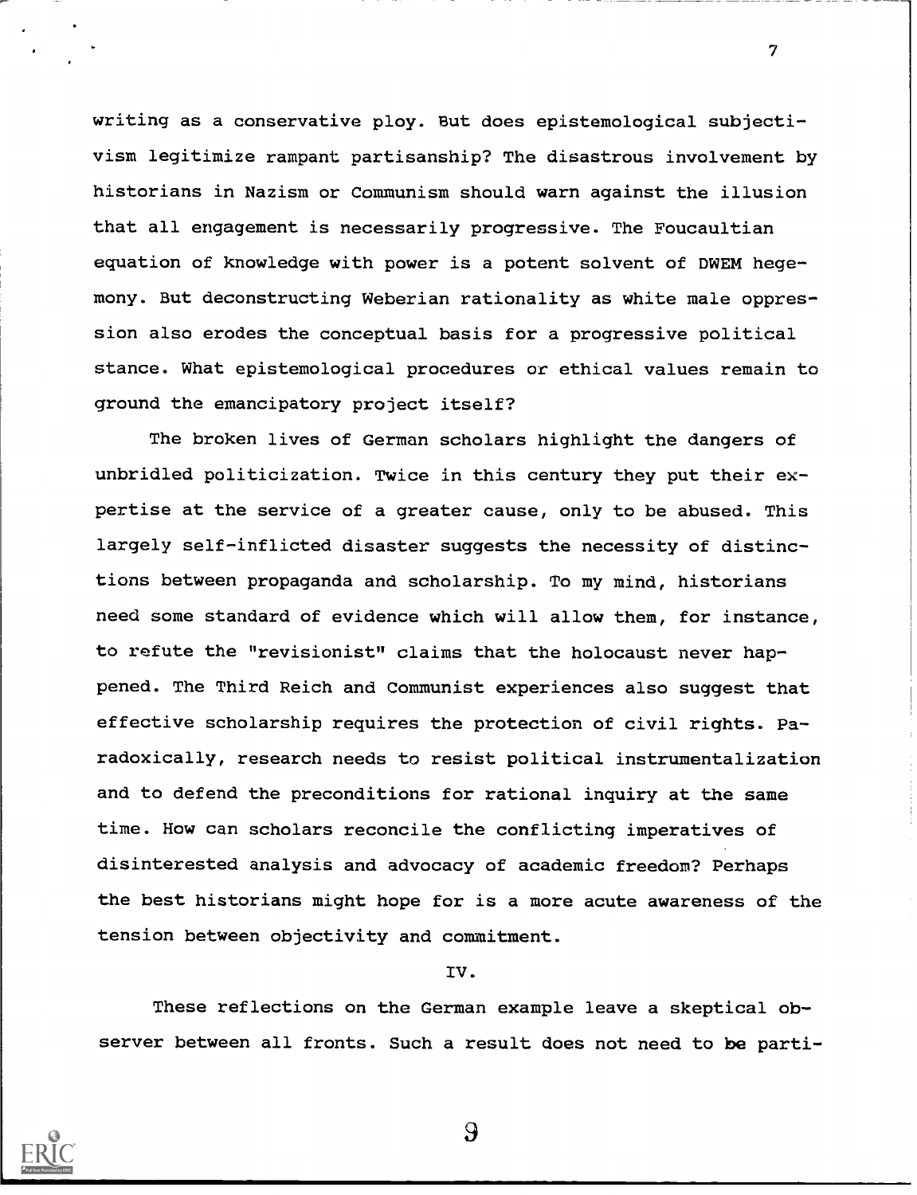writing as a conservative ploy. But does epistemological subjectivism legitimize rampant partisanship? The disastrous involvement by historians in Nazism or Communism should warn against the illusion that all engagement is necessarily progressive. The Foucaultian equation of knowledge with power is a potent solvent of DWEM hegemony. But deconstructing Weberian rationality as white male oppression also erodes the conceptual basis for a progressive political stance. What epistemological procedures or ethical values remain to ground the emancipatory project itself?

The broken lives of German scholars highlight the dangers of unbridled politicization. Twice in this century they put their expertise at the service of a greater cause, only to be abused. This largely self-inflicted disaster suggests the necessity of distinctions between propaganda and scholarship. To my mind, historians need some standard of evidence which will allow them, for instance, to refute the "revisionist" claims that the holocaust never happened. The Third Reich and Communist experiences also suggest that effective scholarship requires the protection of civil rights. Paradoxically, research needs to resist political instrumentalization and to defend the preconditions for rational inquiry at the same time. How can scholars reconcile the conflicting imperatives of disinterested analysis and advocacy of academic freedom? Perhaps the best historians might hope for is a more acute awareness of the tension between objectivity and commitment.

## IV.

These reflections on the German example leave a skeptical observer between all fronts. Such a result does not need to be parti-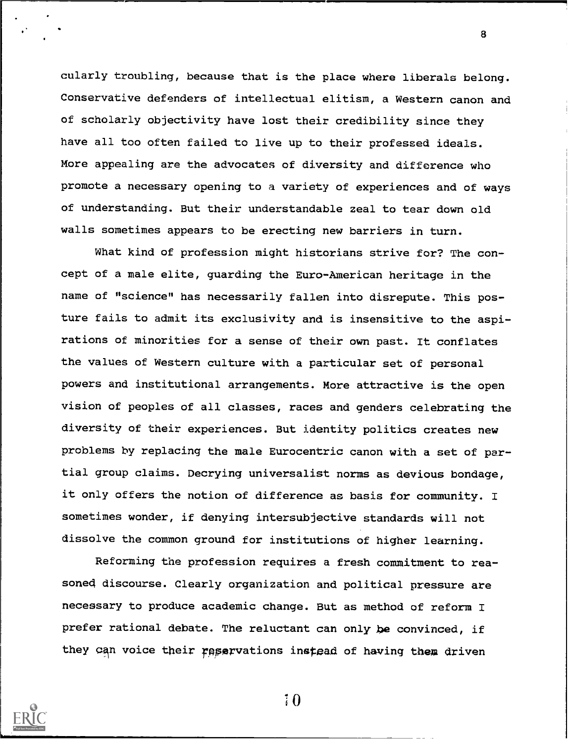cularly troubling, because that is the place where liberals belong. Conservative defenders of intellectual elitism, a Western canon and of scholarly objectivity have lost their credibility since they have all too often failed to live up to their professed ideals. More appealing are the advocates of diversity and difference who promote a necessary opening to a variety of experiences and of ways of understanding. But their understandable zeal to tear down old walls sometimes appears to be erecting new barriers in turn.

What kind of profession might historians strive for? The concept of a male elite, guarding the Euro-American heritage in the name of "science" has necessarily fallen into disrepute. This posture fails to admit its exclusivity and is insensitive to the aspirations of minorities for a sense of their own past. It conflates the values of Western culture with a particular set of personal powers and institutional arrangements. More attractive is the open vision of peoples of all classes, races and genders celebrating the diversity of their experiences. But identity politics creates new problems by replacing the male Eurocentric canon with a set of partial group claims. Decrying universalist norms as devious bondage, it only offers the notion of difference as basis for community. I sometimes wonder, if denying intersubjective standards will not dissolve the common ground for institutions of higher learning.

Reforming the profession requires a fresh commitment to reasoned discourse. Clearly organization and political pressure are necessary to produce academic change. But as method of reform I prefer rational debate. The reluctant can only be convinced, if they can voice their reservations instead of having them driven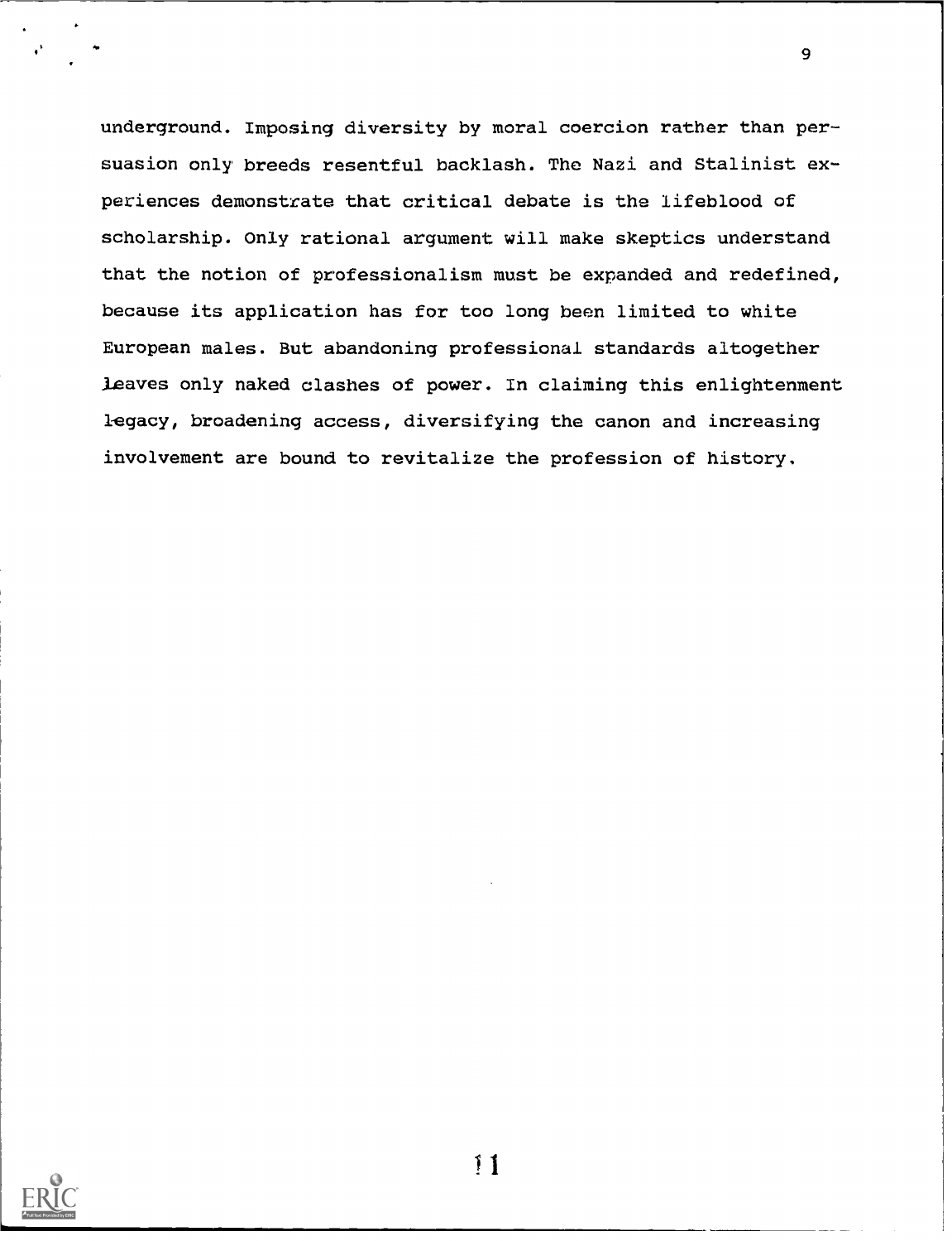underground. Imposing diversity by moral coercion rather than persuasion only breeds resentful backlash. The Nazi and Stalinist experiences demonstrate that critical debate is the lifeblood of scholarship. Only rational argument will make skeptics understand that the notion of professionalism must be expanded and redefined, because its application has for too long been limited to white European males. But abandoning professional standards altogether leaves only naked clashes of power. In claiming this enlightenment legacy, broadening access, diversifying the canon and increasing involvement are bound to revitalize the profession of history.